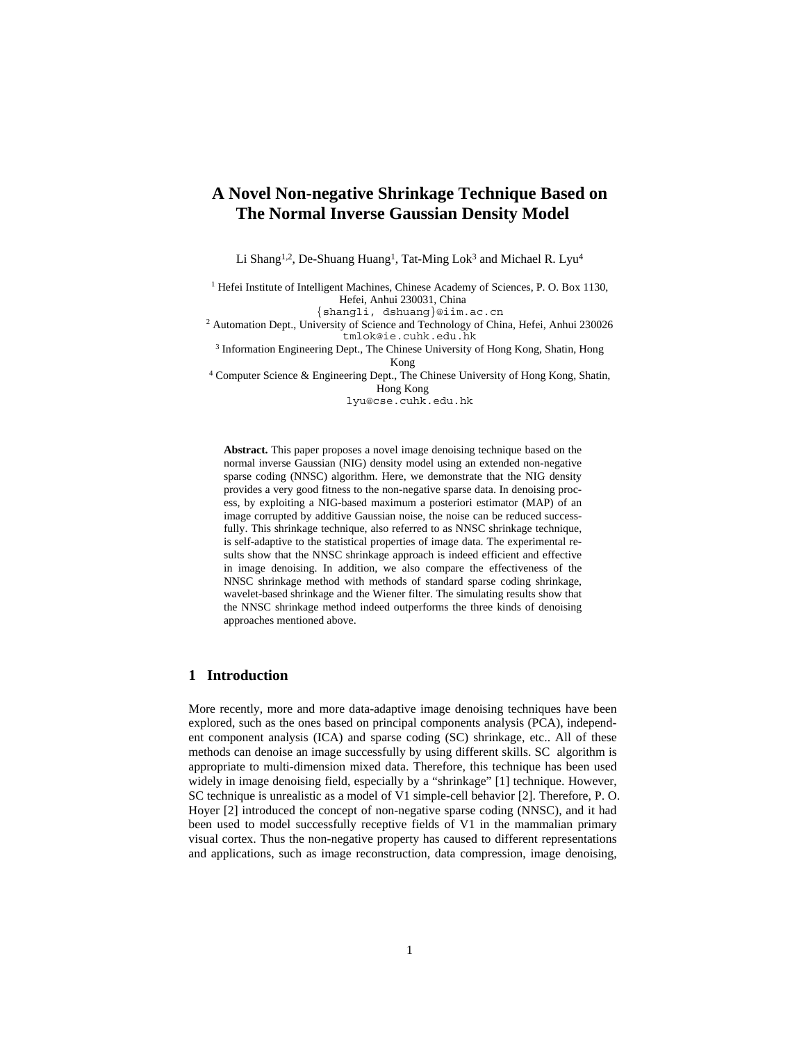# A Novel Non-negative Shrinkage Technique Based on The Normal Inverse Gaussian Density Model

Li Shang[1,2], De-Shuang Huang[1], Tat-Ming Lok[3] and Michael R. Lyu[4]

[1] Hefei Institute of Intelligent Machines, Chinese Academy of Sciences, P. O. Box 1130, Hefei, Anhui 230031, China
{shangli, dshuang}@iim.ac.cn

[2] Automation Dept., University of Science and Technology of China, Hefei, Anhui 230026
tmlok@ie.cuhk.edu.hk

[3] Information Engineering Dept., The Chinese University of Hong Kong, Shatin, Hong Kong

[4] Computer Science & Engineering Dept., The Chinese University of Hong Kong, Shatin, Hong Kong
lyu@cse.cuhk.edu.hk

**Abstract.** This paper proposes a novel image denoising technique based on the normal inverse Gaussian (NIG) density model using an extended non-negative sparse coding (NNSC) algorithm. Here, we demonstrate that the NIG density provides a very good fitness to the non-negative sparse data. In denoising process, by exploiting a NIG-based maximum a posteriori estimator (MAP) of an image corrupted by additive Gaussian noise, the noise can be reduced successfully. This shrinkage technique, also referred to as NNSC shrinkage technique, is self-adaptive to the statistical properties of image data. The experimental results show that the NNSC shrinkage approach is indeed efficient and effective in image denoising. In addition, we also compare the effectiveness of the NNSC shrinkage method with methods of standard sparse coding shrinkage, wavelet-based shrinkage and the Wiener filter. The simulating results show that the NNSC shrinkage method indeed outperforms the three kinds of denoising approaches mentioned above.

## 1 Introduction

More recently, more and more data-adaptive image denoising techniques have been explored, such as the ones based on principal components analysis (PCA), independent component analysis (ICA) and sparse coding (SC) shrinkage, etc.. All of these methods can denoise an image successfully by using different skills. SC algorithm is appropriate to multi-dimension mixed data. Therefore, this technique has been used widely in image denoising field, especially by a "shrinkage" [1] technique. However, SC technique is unrealistic as a model of V1 simple-cell behavior [2]. Therefore, P. O. Hoyer [2] introduced the concept of non-negative sparse coding (NNSC), and it had been used to model successfully receptive fields of V1 in the mammalian primary visual cortex. Thus the non-negative property has caused to different representations and applications, such as image reconstruction, data compression, image denoising,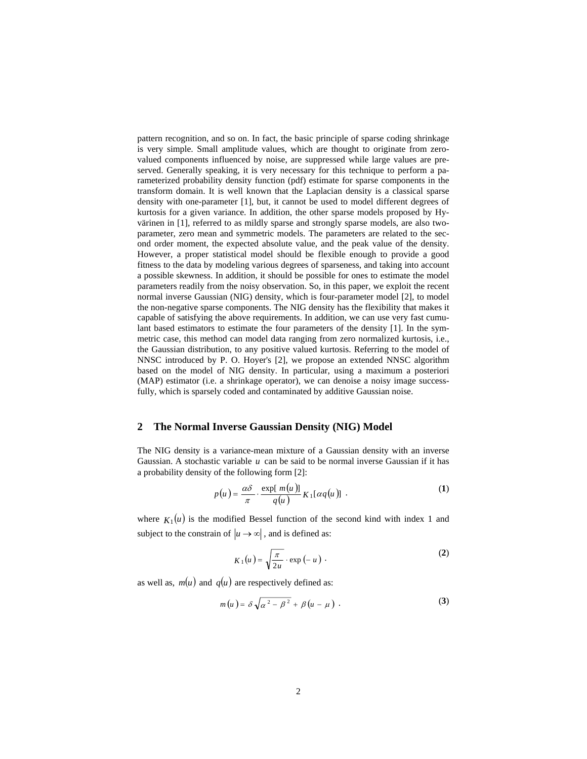pattern recognition, and so on. In fact, the basic principle of sparse coding shrinkage is very simple. Small amplitude values, which are thought to originate from zero-valued components influenced by noise, are suppressed while large values are preserved. Generally speaking, it is very necessary for this technique to perform a parameterized probability density function (pdf) estimate for sparse components in the transform domain. It is well known that the Laplacian density is a classical sparse density with one-parameter [1], but, it cannot be used to model different degrees of kurtosis for a given variance. In addition, the other sparse models proposed by Hyvärinen in [1], referred to as mildly sparse and strongly sparse models, are also two-parameter, zero mean and symmetric models. The parameters are related to the second order moment, the expected absolute value, and the peak value of the density. However, a proper statistical model should be flexible enough to provide a good fitness to the data by modeling various degrees of sparseness, and taking into account a possible skewness. In addition, it should be possible for ones to estimate the model parameters readily from the noisy observation. So, in this paper, we exploit the recent normal inverse Gaussian (NIG) density, which is four-parameter model [2], to model the non-negative sparse components. The NIG density has the flexibility that makes it capable of satisfying the above requirements. In addition, we can use very fast cumulant based estimators to estimate the four parameters of the density [1]. In the symmetric case, this method can model data ranging from zero normalized kurtosis, i.e., the Gaussian distribution, to any positive valued kurtosis. Referring to the model of NNSC introduced by P. O. Hoyer's [2], we propose an extended NNSC algorithm based on the model of NIG density. In particular, using a maximum a posteriori (MAP) estimator (i.e. a shrinkage operator), we can denoise a noisy image successfully, which is sparsely coded and contaminated by additive Gaussian noise.

## 2 The Normal Inverse Gaussian Density (NIG) Model

The NIG density is a variance-mean mixture of a Gaussian density with an inverse Gaussian. A stochastic variable $u$ can be said to be normal inverse Gaussian if it has a probability density of the following form [2]:

$$p(u) = \frac{\alpha\delta}{\pi} \cdot \frac{\exp[\, m(u)]}{q(u)} K_1[\alpha q(u)] \ . \tag{1}$$

where $K_1(u)$ is the modified Bessel function of the second kind with index 1 and subject to the constrain of $|u \to \infty|$, and is defined as:

$$K_1(u) = \sqrt{\frac{\pi}{2u}} \cdot \exp(-u) \ . \tag{2}$$

as well as, $m(u)$ and $q(u)$ are respectively defined as:

$$m(u) = \delta\sqrt{\alpha^2 - \beta^2} + \beta(u - \mu) \ . \tag{3}$$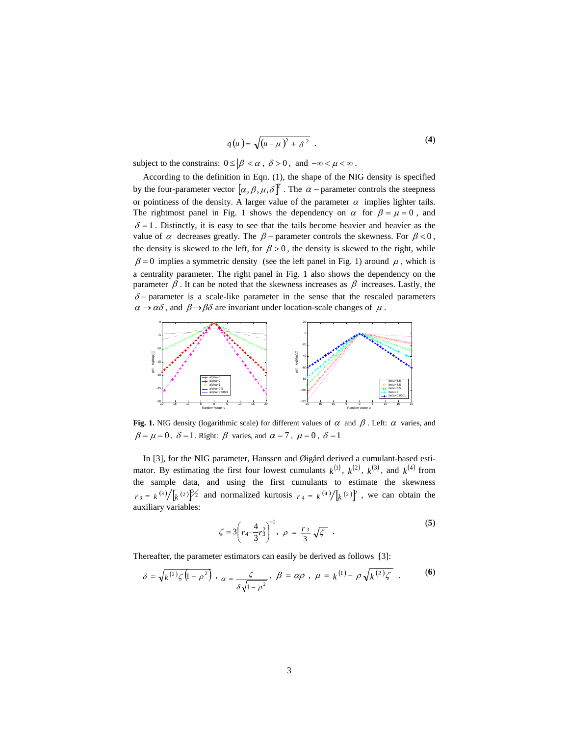$$q(u) = \sqrt{(u-\mu)^2 + \delta^2} \quad . \tag{4}$$

subject to the constrains: $0 \le |\beta| < \alpha$, $\delta > 0$, and $-\infty < \mu < \infty$.

According to the definition in Eqn. (1), the shape of the NIG density is specified by the four-parameter vector $[\alpha, \beta, \mu, \delta]^T$. The $\alpha$ – parameter controls the steepness or pointiness of the density. A larger value of the parameter $\alpha$ implies lighter tails. The rightmost panel in Fig. 1 shows the dependency on $\alpha$ for $\beta = \mu = 0$, and $\delta = 1$. Distinctly, it is easy to see that the tails become heavier and heavier as the value of $\alpha$ decreases greatly. The $\beta$ – parameter controls the skewness. For $\beta < 0$, the density is skewed to the left, for $\beta > 0$, the density is skewed to the right, while $\beta = 0$ implies a symmetric density (see the left panel in Fig. 1) around $\mu$, which is a centrality parameter. The right panel in Fig. 1 also shows the dependency on the parameter $\beta$. It can be noted that the skewness increases as $\beta$ increases. Lastly, the $\delta$ – parameter is a scale-like parameter in the sense that the rescaled parameters $\alpha \to \alpha\delta$, and $\beta \to \beta\delta$ are invariant under location-scale changes of $\mu$.

**Fig. 1.** NIG density (logarithmic scale) for different values of $\alpha$ and $\beta$. Left: $\alpha$ varies, and $\beta = \mu = 0$, $\delta = 1$. Right: $\beta$ varies, and $\alpha = 7$, $\mu = 0$, $\delta = 1$

In [3], for the NIG parameter, Hanssen and Øigård derived a cumulant-based estimator. By estimating the first four lowest cumulants $k^{(1)}$, $k^{(2)}$, $k^{(3)}$, and $k^{(4)}$ from the sample data, and using the first cumulants to estimate the skewness $r_3 = k^{(3)} / \left[k^{(2)}\right]^{3/2}$ and normalized kurtosis $r_4 = k^{(4)} / \left[k^{(2)}\right]^2$, we can obtain the auxiliary variables:

$$\zeta = 3\left(r_4 - \frac{4}{3} r_3^2\right)^{-1}, \; \rho = \frac{r_3}{3}\sqrt{\zeta} \quad . \tag{5}$$

Thereafter, the parameter estimators can easily be derived as follows [3]:

$$\delta = \sqrt{k^{(2)}\zeta\left(1-\rho^2\right)} \; , \; \alpha = \frac{\zeta}{\delta\sqrt{1-\rho^2}} \, , \; \beta = \alpha\rho \; , \; \mu = k^{(1)} - \rho\sqrt{k^{(2)}\zeta} \quad . \tag{6}$$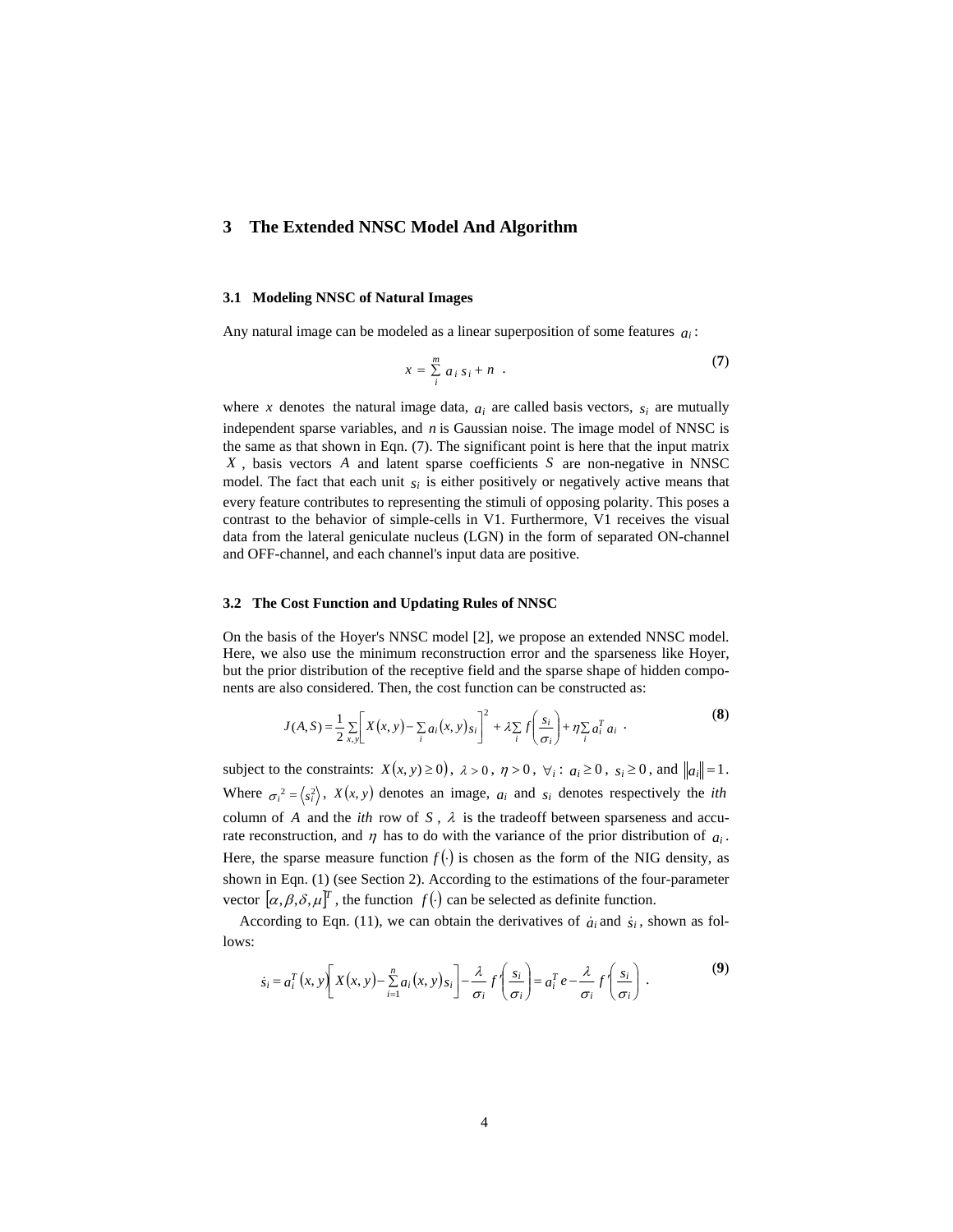## 3 The Extended NNSC Model And Algorithm

### 3.1 Modeling NNSC of Natural Images

Any natural image can be modeled as a linear superposition of some features $a_i$:

$$x = \sum_{i}^{m} a_i s_i + n \quad . \tag{7}$$

where $x$ denotes the natural image data, $a_i$ are called basis vectors, $s_i$ are mutually independent sparse variables, and $n$ is Gaussian noise. The image model of NNSC is the same as that shown in Eqn. (7). The significant point is here that the input matrix $X$, basis vectors $A$ and latent sparse coefficients $S$ are non-negative in NNSC model. The fact that each unit $s_i$ is either positively or negatively active means that every feature contributes to representing the stimuli of opposing polarity. This poses a contrast to the behavior of simple-cells in V1. Furthermore, V1 receives the visual data from the lateral geniculate nucleus (LGN) in the form of separated ON-channel and OFF-channel, and each channel's input data are positive.

### 3.2 The Cost Function and Updating Rules of NNSC

On the basis of the Hoyer's NNSC model [2], we propose an extended NNSC model. Here, we also use the minimum reconstruction error and the sparseness like Hoyer, but the prior distribution of the receptive field and the sparse shape of hidden components are also considered. Then, the cost function can be constructed as:

$$J(A,S) = \frac{1}{2}\sum_{x,y}\left[X(x,y) - \sum_i a_i(x,y)s_i\right]^2 + \lambda \sum_i f\left(\frac{s_i}{\sigma_i}\right) + \eta \sum_i a_i^T a_i \quad . \tag{8}$$

subject to the constraints: $X(x,y) \geq 0)$, $\lambda > 0$, $\eta > 0$, $\forall_i$ : $a_i \geq 0$, $s_i \geq 0$, and $\|a_i\| = 1$. Where $\sigma_i{}^2 = \langle s_i^2 \rangle$, $X(x,y)$ denotes an image, $a_i$ and $s_i$ denotes respectively the *ith* column of $A$ and the *ith* row of $S$, $\lambda$ is the tradeoff between sparseness and accurate reconstruction, and $\eta$ has to do with the variance of the prior distribution of $a_i$. Here, the sparse measure function $f(\cdot)$ is chosen as the form of the NIG density, as shown in Eqn. (1) (see Section 2). According to the estimations of the four-parameter vector $[\alpha, \beta, \delta, \mu]^T$, the function $f(\cdot)$ can be selected as definite function.

According to Eqn. (11), we can obtain the derivatives of $\dot{a}_i$ and $\dot{s}_i$, shown as follows:

$$\dot{s}_i = a_i^T(x,y)\left[X(x,y) - \sum_{i=1}^{n} a_i(x,y)s_i\right] - \frac{\lambda}{\sigma_i} f'\left(\frac{s_i}{\sigma_i}\right) = a_i^T e - \frac{\lambda}{\sigma_i} f'\left(\frac{s_i}{\sigma_i}\right) \quad . \tag{9}$$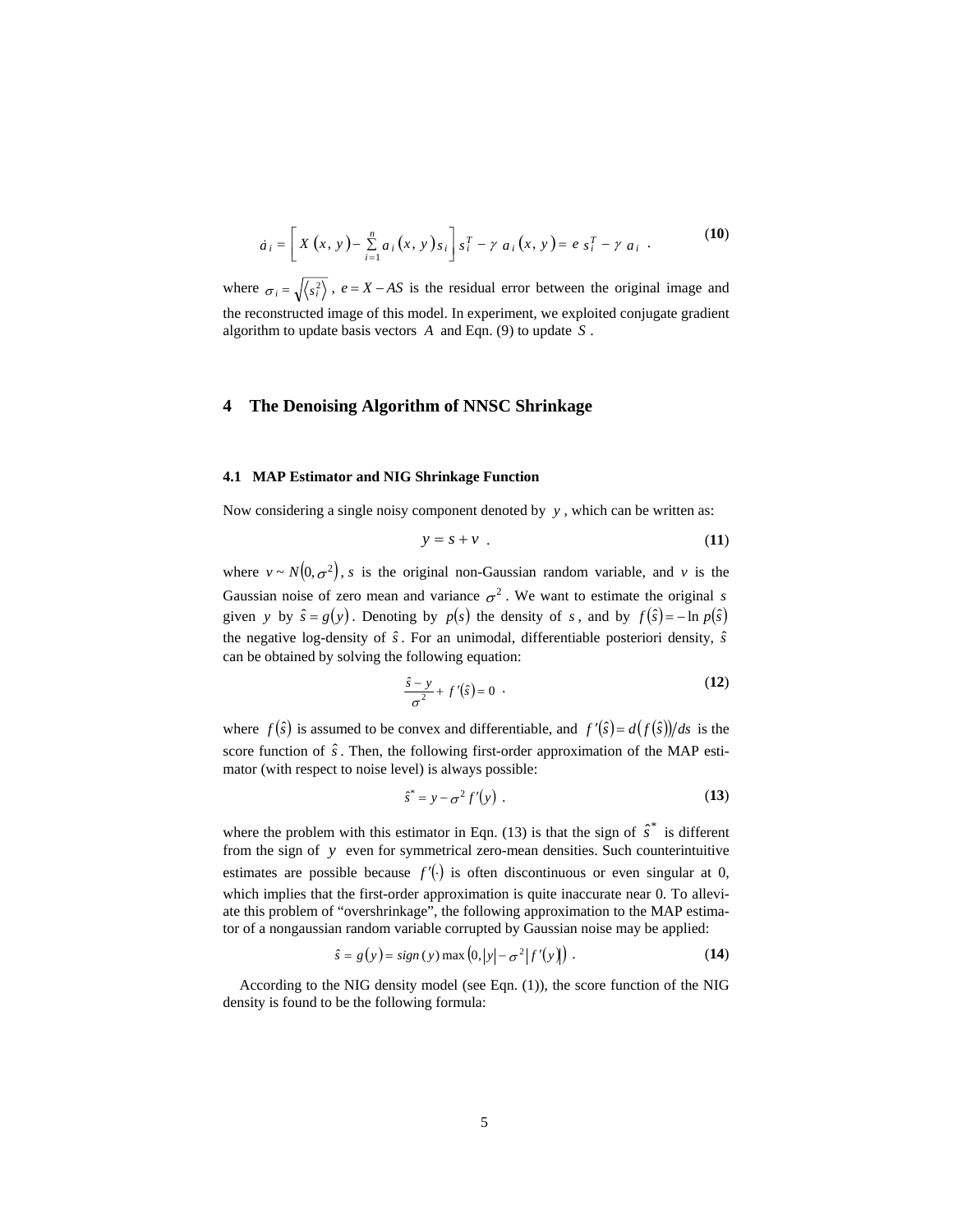$$\dot{a}_i = \left[ X(x,y) - \sum_{i=1}^{n} a_i(x,y) s_i \right] s_i^T - \gamma \, a_i(x,y) = e \, s_i^T - \gamma \, a_i \quad . \tag{10}$$

where $\sigma_i = \sqrt{\langle s_i^2 \rangle}$ , $e = X - AS$ is the residual error between the original image and the reconstructed image of this model. In experiment, we exploited conjugate gradient algorithm to update basis vectors $A$ and Eqn. (9) to update $S$ .

## 4 The Denoising Algorithm of NNSC Shrinkage

### 4.1 MAP Estimator and NIG Shrinkage Function

Now considering a single noisy component denoted by $y$ , which can be written as:

$$y = s + v \quad . \tag{11}$$

where $v \sim N(0,\sigma^2)$, $s$ is the original non-Gaussian random variable, and $v$ is the Gaussian noise of zero mean and variance $\sigma^2$ . We want to estimate the original $s$ given $y$ by $\hat{s} = g(y)$ . Denoting by $p(s)$ the density of $s$ , and by $f(\hat{s}) = -\ln p(\hat{s})$ the negative log-density of $\hat{s}$ . For an unimodal, differentiable posteriori density, $\hat{s}$ can be obtained by solving the following equation:

$$\frac{\hat{s} - y}{\sigma^2} + f'(\hat{s}) = 0 \quad . \tag{12}$$

where $f(\hat{s})$ is assumed to be convex and differentiable, and $f'(\hat{s}) = d(f(\hat{s}))/ds$ is the score function of $\hat{s}$ . Then, the following first-order approximation of the MAP estimator (with respect to noise level) is always possible:

$$\hat{s}^* = y - \sigma^2 f'(y) \quad . \tag{13}$$

where the problem with this estimator in Eqn. (13) is that the sign of $\hat{s}^*$ is different from the sign of $y$ even for symmetrical zero-mean densities. Such counterintuitive estimates are possible because $f'(\cdot)$ is often discontinuous or even singular at 0, which implies that the first-order approximation is quite inaccurate near 0. To alleviate this problem of "overshrinkage", the following approximation to the MAP estimator of a nongaussian random variable corrupted by Gaussian noise may be applied:

$$\hat{s} = g(y) = sign(y) \max\left(0, |y| - \sigma^2 |f'(y)|\right) \quad . \tag{14}$$

According to the NIG density model (see Eqn. (1)), the score function of the NIG density is found to be the following formula: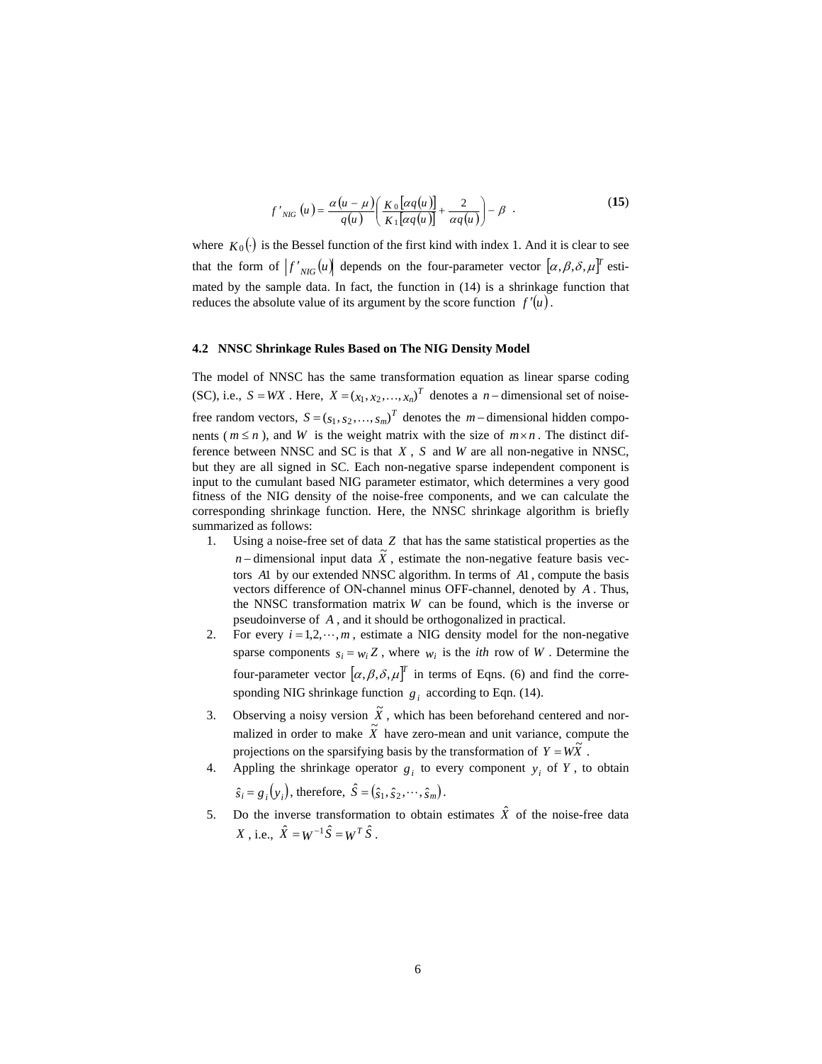$$f'_{NIG}(u) = \frac{\alpha(u-\mu)}{q(u)}\left(\frac{K_0[\alpha q(u)]}{K_1[\alpha q(u)]} + \frac{2}{\alpha q(u)}\right) - \beta \ . \tag{15}$$

where $K_0(\cdot)$ is the Bessel function of the first kind with index 1. And it is clear to see that the form of $|f'_{NIG}(u)|$ depends on the four-parameter vector $[\alpha,\beta,\delta,\mu]^T$ estimated by the sample data. In fact, the function in (14) is a shrinkage function that reduces the absolute value of its argument by the score function $f'(u)$.

### 4.2 NNSC Shrinkage Rules Based on The NIG Density Model

The model of NNSC has the same transformation equation as linear sparse coding (SC), i.e., $S = WX$. Here, $X = (x_1, x_2, \ldots, x_n)^T$ denotes a $n$ – dimensional set of noise-free random vectors, $S = (s_1, s_2, \ldots, s_m)^T$ denotes the $m$ – dimensional hidden components ($m \leq n$), and $W$ is the weight matrix with the size of $m \times n$. The distinct difference between NNSC and SC is that $X$, $S$ and $W$ are all non-negative in NNSC, but they are all signed in SC. Each non-negative sparse independent component is input to the cumulant based NIG parameter estimator, which determines a very good fitness of the NIG density of the noise-free components, and we can calculate the corresponding shrinkage function. Here, the NNSC shrinkage algorithm is briefly summarized as follows:

1. Using a noise-free set of data $Z$ that has the same statistical properties as the $n$ – dimensional input data $\tilde{X}$, estimate the non-negative feature basis vectors $A1$ by our extended NNSC algorithm. In terms of $A1$, compute the basis vectors difference of ON-channel minus OFF-channel, denoted by $A$. Thus, the NNSC transformation matrix $W$ can be found, which is the inverse or pseudoinverse of $A$, and it should be orthogonalized in practical.
2. For every $i = 1,2,\cdots,m$, estimate a NIG density model for the non-negative sparse components $s_i = w_i Z$, where $w_i$ is the *ith* row of $W$. Determine the four-parameter vector $[\alpha,\beta,\delta,\mu]^T$ in terms of Eqns. (6) and find the corresponding NIG shrinkage function $g_i$ according to Eqn. (14).
3. Observing a noisy version $\tilde{X}$, which has been beforehand centered and normalized in order to make $\tilde{X}$ have zero-mean and unit variance, compute the projections on the sparsifying basis by the transformation of $Y = W\tilde{X}$.
4. Appling the shrinkage operator $g_i$ to every component $y_i$ of $Y$, to obtain $\hat{s}_i = g_i(y_i)$, therefore, $\hat{S} = (\hat{s}_1, \hat{s}_2, \cdots, \hat{s}_m)$.
5. Do the inverse transformation to obtain estimates $\hat{X}$ of the noise-free data $X$, i.e., $\hat{X} = W^{-1}\hat{S} = W^T\hat{S}$.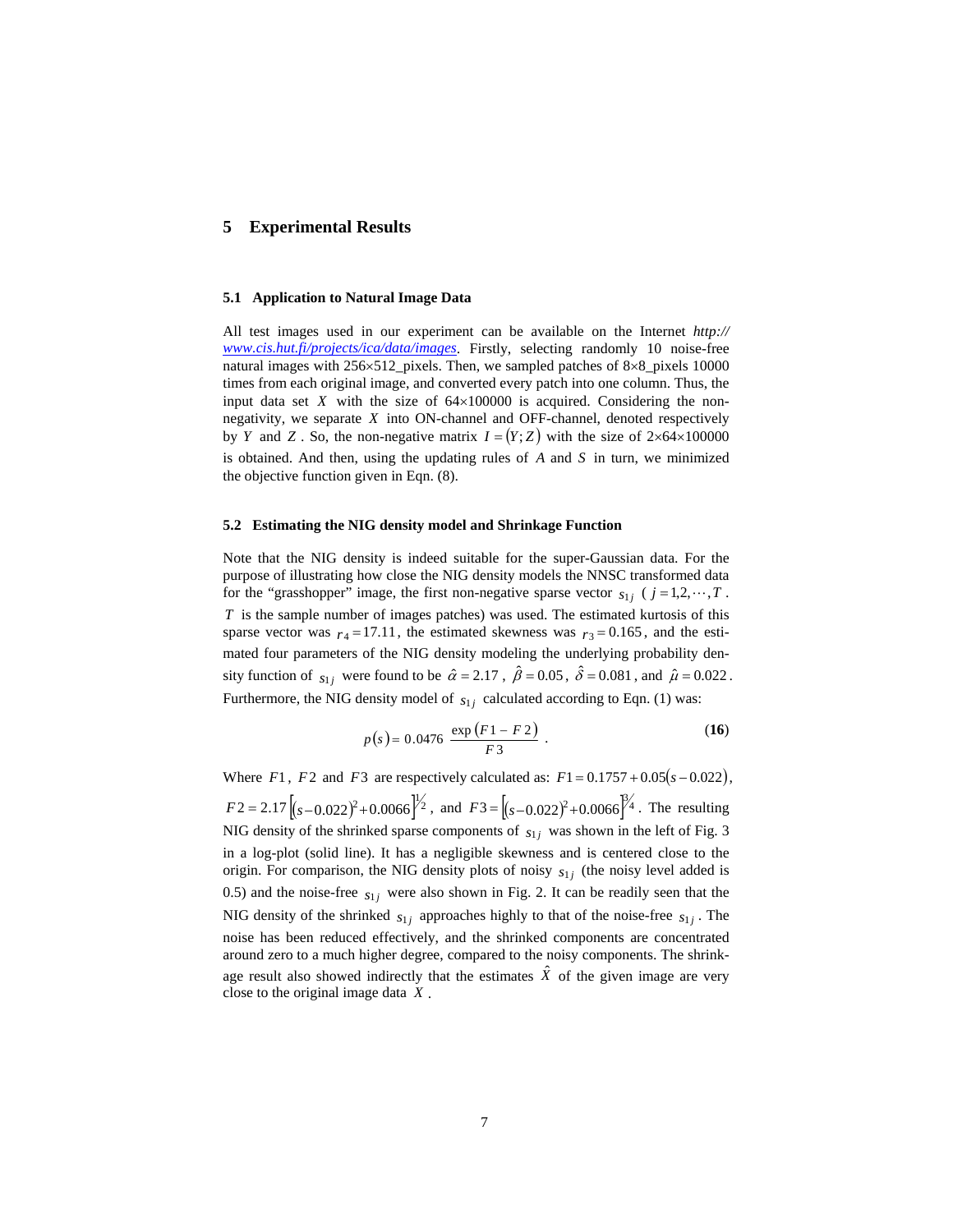## 5 Experimental Results

### 5.1 Application to Natural Image Data

All test images used in our experiment can be available on the Internet *http://www.cis.hut.fi/projects/ica/data/images*. Firstly, selecting randomly 10 noise-free natural images with 256×512_pixels. Then, we sampled patches of 8×8_pixels 10000 times from each original image, and converted every patch into one column. Thus, the input data set $X$ with the size of $64 \times 100000$ is acquired. Considering the non-negativity, we separate $X$ into ON-channel and OFF-channel, denoted respectively by $Y$ and $Z$. So, the non-negative matrix $I = (Y; Z)$ with the size of $2 \times 64 \times 100000$ is obtained. And then, using the updating rules of $A$ and $S$ in turn, we minimized the objective function given in Eqn. (8).

### 5.2 Estimating the NIG density model and Shrinkage Function

Note that the NIG density is indeed suitable for the super-Gaussian data. For the purpose of illustrating how close the NIG density models the NNSC transformed data for the "grasshopper" image, the first non-negative sparse vector $s_{1j}$ ( $j = 1, 2, \cdots, T$. $T$ is the sample number of images patches) was used. The estimated kurtosis of this sparse vector was $r_4 = 17.11$, the estimated skewness was $r_3 = 0.165$, and the estimated four parameters of the NIG density modeling the underlying probability density function of $s_{1j}$ were found to be $\hat{\alpha} = 2.17$, $\hat{\beta} = 0.05$, $\hat{\delta} = 0.081$, and $\hat{\mu} = 0.022$. Furthermore, the NIG density model of $s_{1j}$ calculated according to Eqn. (1) was:

$$p(s) = 0.0476 \; \frac{\exp(F1 - F2)}{F3} \; . \tag{16}$$

Where $F1$, $F2$ and $F3$ are respectively calculated as: $F1 = 0.1757 + 0.05(s - 0.022)$, $F2 = 2.17\left[(s - 0.022)^2 + 0.0066\right]^{1/2}$, and $F3 = \left[(s - 0.022)^2 + 0.0066\right]^{3/4}$. The resulting NIG density of the shrinked sparse components of $s_{1j}$ was shown in the left of Fig. 3 in a log-plot (solid line). It has a negligible skewness and is centered close to the origin. For comparison, the NIG density plots of noisy $s_{1j}$ (the noisy level added is 0.5) and the noise-free $s_{1j}$ were also shown in Fig. 2. It can be readily seen that the NIG density of the shrinked $s_{1j}$ approaches highly to that of the noise-free $s_{1j}$. The noise has been reduced effectively, and the shrinked components are concentrated around zero to a much higher degree, compared to the noisy components. The shrinkage result also showed indirectly that the estimates $\hat{X}$ of the given image are very close to the original image data $X$.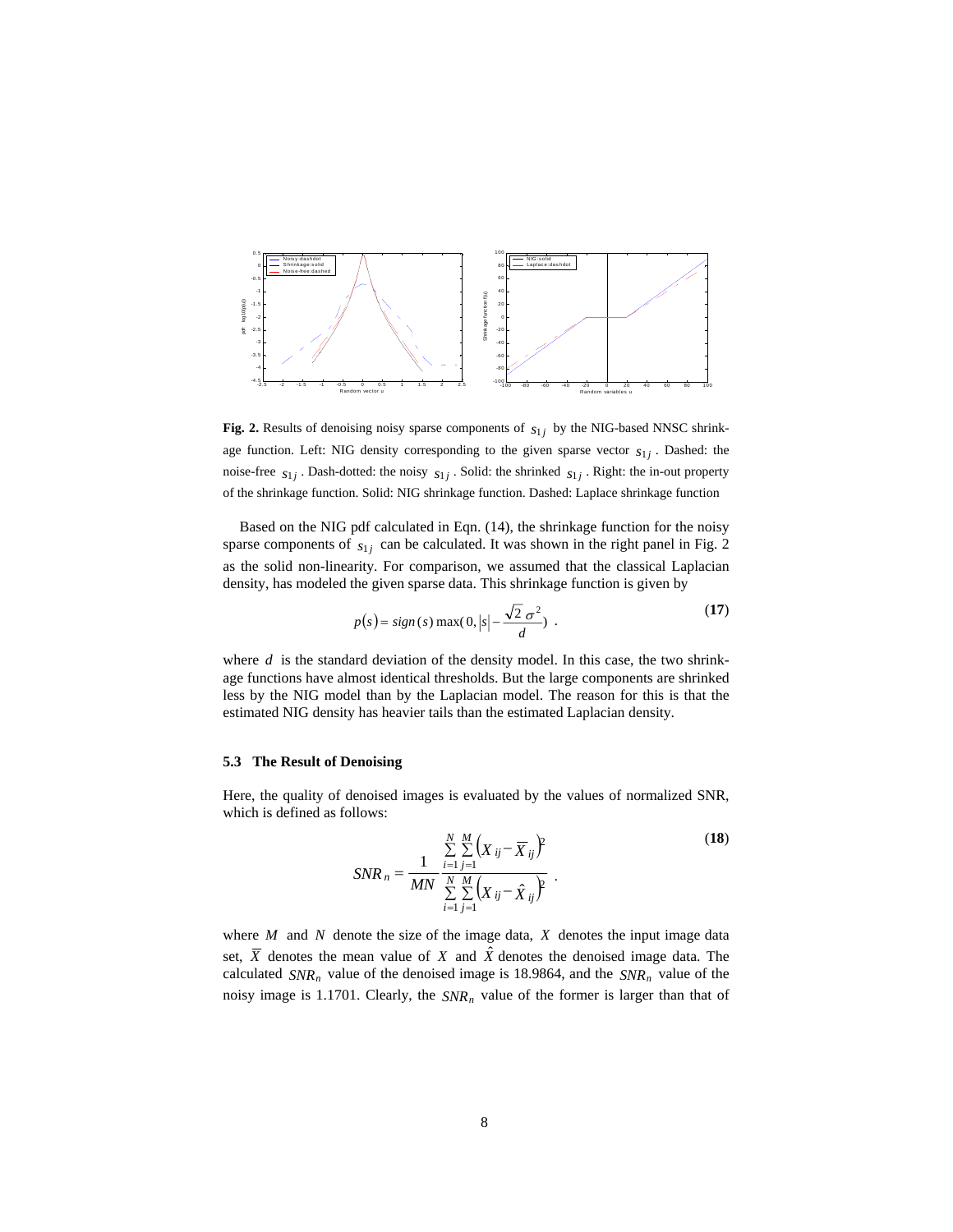**Fig. 2.** Results of denoising noisy sparse components of $s_{1j}$ by the NIG-based NNSC shrinkage function. Left: NIG density corresponding to the given sparse vector $s_{1j}$. Dashed: the noise-free $s_{1j}$. Dash-dotted: the noisy $s_{1j}$. Solid: the shrinked $s_{1j}$. Right: the in-out property of the shrinkage function. Solid: NIG shrinkage function. Dashed: Laplace shrinkage function

Based on the NIG pdf calculated in Eqn. (14), the shrinkage function for the noisy sparse components of $s_{1j}$ can be calculated. It was shown in the right panel in Fig. 2 as the solid non-linearity. For comparison, we assumed that the classical Laplacian density, has modeled the given sparse data. This shrinkage function is given by

$$p(s) = sign(s)\max(0, |s| - \frac{\sqrt{2}\,\sigma^2}{d}) \ . \tag{17}$$

where $d$ is the standard deviation of the density model. In this case, the two shrinkage functions have almost identical thresholds. But the large components are shrinked less by the NIG model than by the Laplacian model. The reason for this is that the estimated NIG density has heavier tails than the estimated Laplacian density.

### 5.3 The Result of Denoising

Here, the quality of denoised images is evaluated by the values of normalized SNR, which is defined as follows:

$$SNR_n = \frac{1}{MN} \frac{\sum_{i=1}^{N}\sum_{j=1}^{M}\left(X_{ij} - \overline{X}_{ij}\right)^2}{\sum_{i=1}^{N}\sum_{j=1}^{M}\left(X_{ij} - \hat{X}_{ij}\right)^2} \ . \tag{18}$$

where $M$ and $N$ denote the size of the image data, $X$ denotes the input image data set, $\overline{X}$ denotes the mean value of $X$ and $\hat{X}$ denotes the denoised image data. The calculated $SNR_n$ value of the denoised image is 18.9864, and the $SNR_n$ value of the noisy image is 1.1701. Clearly, the $SNR_n$ value of the former is larger than that of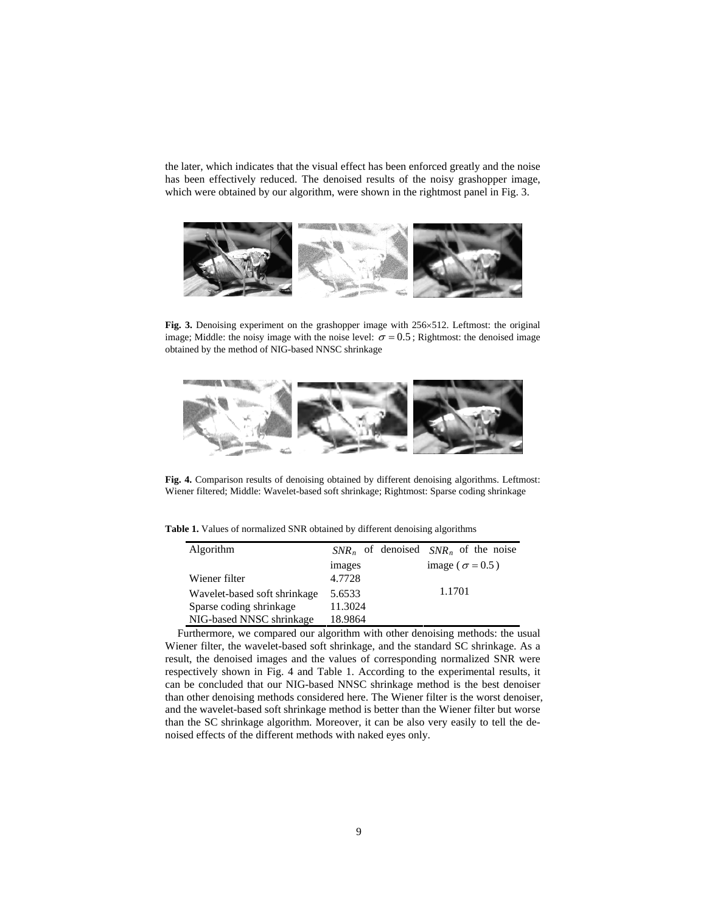the later, which indicates that the visual effect has been enforced greatly and the noise has been effectively reduced. The denoised results of the noisy grashopper image, which were obtained by our algorithm, were shown in the rightmost panel in Fig. 3.

**Fig. 3.** Denoising experiment on the grashopper image with 256×512. Leftmost: the original image; Middle: the noisy image with the noise level: $\sigma = 0.5$; Rightmost: the denoised image obtained by the method of NIG-based NNSC shrinkage

**Fig. 4.** Comparison results of denoising obtained by different denoising algorithms. Leftmost: Wiener filtered; Middle: Wavelet-based soft shrinkage; Rightmost: Sparse coding shrinkage

**Table 1.** Values of normalized SNR obtained by different denoising algorithms

| Algorithm | $SNR_n$ of denoised images | $SNR_n$ of the noise image ($\sigma = 0.5$) |
|---|---|---|
| Wiener filter | 4.7728 | 1.1701 |
| Wavelet-based soft shrinkage | 5.6533 | |
| Sparse coding shrinkage | 11.3024 | |
| NIG-based NNSC shrinkage | 18.9864 | |

Furthermore, we compared our algorithm with other denoising methods: the usual Wiener filter, the wavelet-based soft shrinkage, and the standard SC shrinkage. As a result, the denoised images and the values of corresponding normalized SNR were respectively shown in Fig. 4 and Table 1. According to the experimental results, it can be concluded that our NIG-based NNSC shrinkage method is the best denoiser than other denoising methods considered here. The Wiener filter is the worst denoiser, and the wavelet-based soft shrinkage method is better than the Wiener filter but worse than the SC shrinkage algorithm. Moreover, it can be also very easily to tell the denoised effects of the different methods with naked eyes only.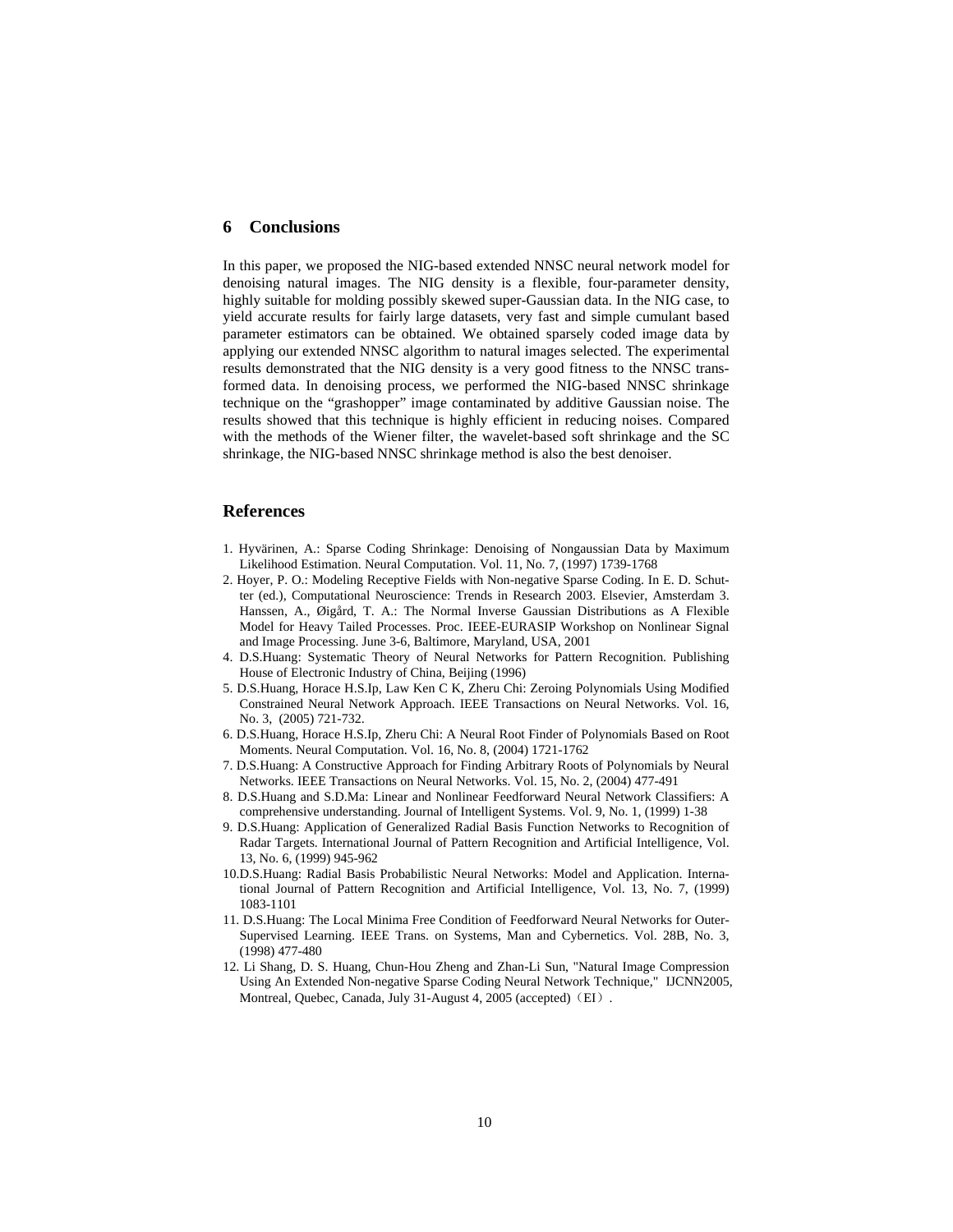## 6 Conclusions

In this paper, we proposed the NIG-based extended NNSC neural network model for denoising natural images. The NIG density is a flexible, four-parameter density, highly suitable for molding possibly skewed super-Gaussian data. In the NIG case, to yield accurate results for fairly large datasets, very fast and simple cumulant based parameter estimators can be obtained. We obtained sparsely coded image data by applying our extended NNSC algorithm to natural images selected. The experimental results demonstrated that the NIG density is a very good fitness to the NNSC transformed data. In denoising process, we performed the NIG-based NNSC shrinkage technique on the "grashopper" image contaminated by additive Gaussian noise. The results showed that this technique is highly efficient in reducing noises. Compared with the methods of the Wiener filter, the wavelet-based soft shrinkage and the SC shrinkage, the NIG-based NNSC shrinkage method is also the best denoiser.

## References

1. Hyvärinen, A.: Sparse Coding Shrinkage: Denoising of Nongaussian Data by Maximum Likelihood Estimation. Neural Computation. Vol. 11, No. 7, (1997) 1739-1768
2. Hoyer, P. O.: Modeling Receptive Fields with Non-negative Sparse Coding. In E. D. Schutter (ed.), Computational Neuroscience: Trends in Research 2003. Elsevier, Amsterdam 3. Hanssen, A., Øigård, T. A.: The Normal Inverse Gaussian Distributions as A Flexible Model for Heavy Tailed Processes. Proc. IEEE-EURASIP Workshop on Nonlinear Signal and Image Processing. June 3-6, Baltimore, Maryland, USA, 2001
4. D.S.Huang: Systematic Theory of Neural Networks for Pattern Recognition. Publishing House of Electronic Industry of China, Beijing (1996)
5. D.S.Huang, Horace H.S.Ip, Law Ken C K, Zheru Chi: Zeroing Polynomials Using Modified Constrained Neural Network Approach. IEEE Transactions on Neural Networks. Vol. 16, No. 3, (2005) 721-732.
6. D.S.Huang, Horace H.S.Ip, Zheru Chi: A Neural Root Finder of Polynomials Based on Root Moments. Neural Computation. Vol. 16, No. 8, (2004) 1721-1762
7. D.S.Huang: A Constructive Approach for Finding Arbitrary Roots of Polynomials by Neural Networks. IEEE Transactions on Neural Networks. Vol. 15, No. 2, (2004) 477-491
8. D.S.Huang and S.D.Ma: Linear and Nonlinear Feedforward Neural Network Classifiers: A comprehensive understanding. Journal of Intelligent Systems. Vol. 9, No. 1, (1999) 1-38
9. D.S.Huang: Application of Generalized Radial Basis Function Networks to Recognition of Radar Targets. International Journal of Pattern Recognition and Artificial Intelligence, Vol. 13, No. 6, (1999) 945-962
10. D.S.Huang: Radial Basis Probabilistic Neural Networks: Model and Application. International Journal of Pattern Recognition and Artificial Intelligence, Vol. 13, No. 7, (1999) 1083-1101
11. D.S.Huang: The Local Minima Free Condition of Feedforward Neural Networks for Outer-Supervised Learning. IEEE Trans. on Systems, Man and Cybernetics. Vol. 28B, No. 3, (1998) 477-480
12. Li Shang, D. S. Huang, Chun-Hou Zheng and Zhan-Li Sun, "Natural Image Compression Using An Extended Non-negative Sparse Coding Neural Network Technique," IJCNN2005, Montreal, Quebec, Canada, July 31-August 4, 2005 (accepted)（EI）.